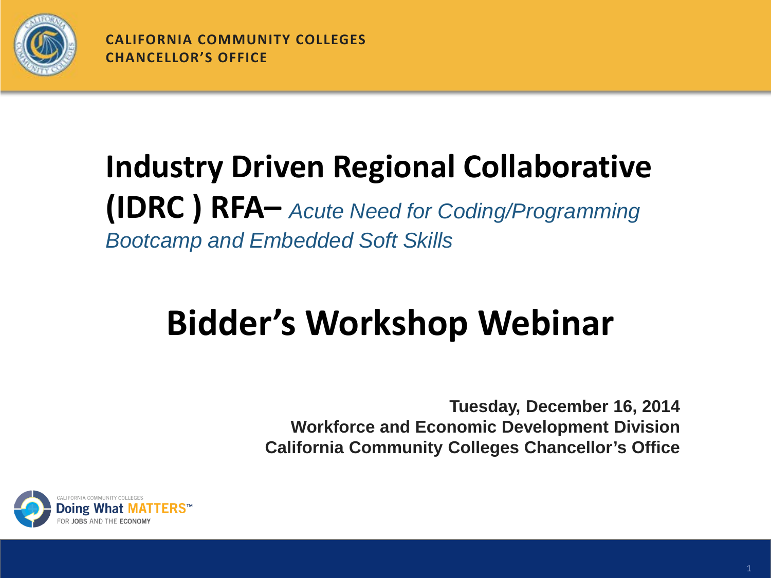CALIFORNIA COMMUNITY COLLEGES
CHANCELLOR'S OFFICE

# Industry Driven Regional Collaborative (IDRC ) RFA– *Acute Need for Coding/Programming Bootcamp and Embedded Soft Skills*

# Bidder's Workshop Webinar

**Tuesday, December 16, 2014**
**Workforce and Economic Development Division**
**California Community Colleges Chancellor's Office**

CALIFORNIA COMMUNITY COLLEGES
Doing What MATTERS™
FOR JOBS AND THE ECONOMY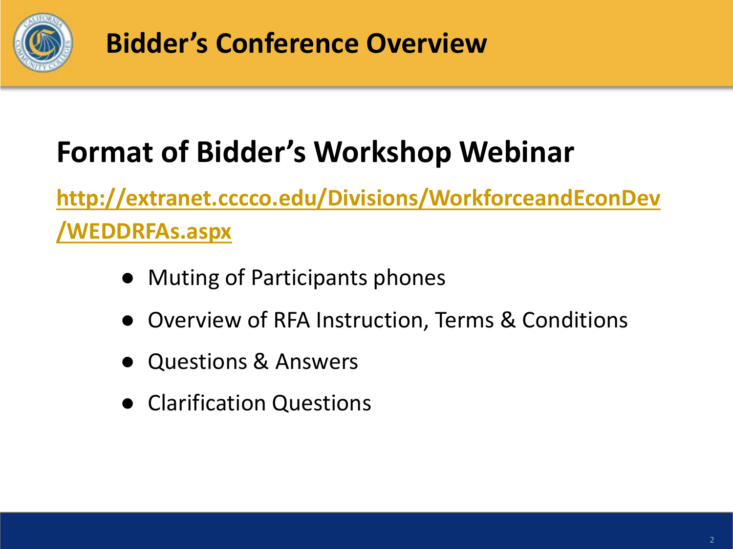# Bidder's Conference Overview

## Format of Bidder's Workshop Webinar

[http://extranet.cccco.edu/Divisions/WorkforceandEconDev/WEDDRFAs.aspx](http://extranet.cccco.edu/Divisions/WorkforceandEconDev/WEDDRFAs.aspx)

- Muting of Participants phones
- Overview of RFA Instruction, Terms & Conditions
- Questions & Answers
- Clarification Questions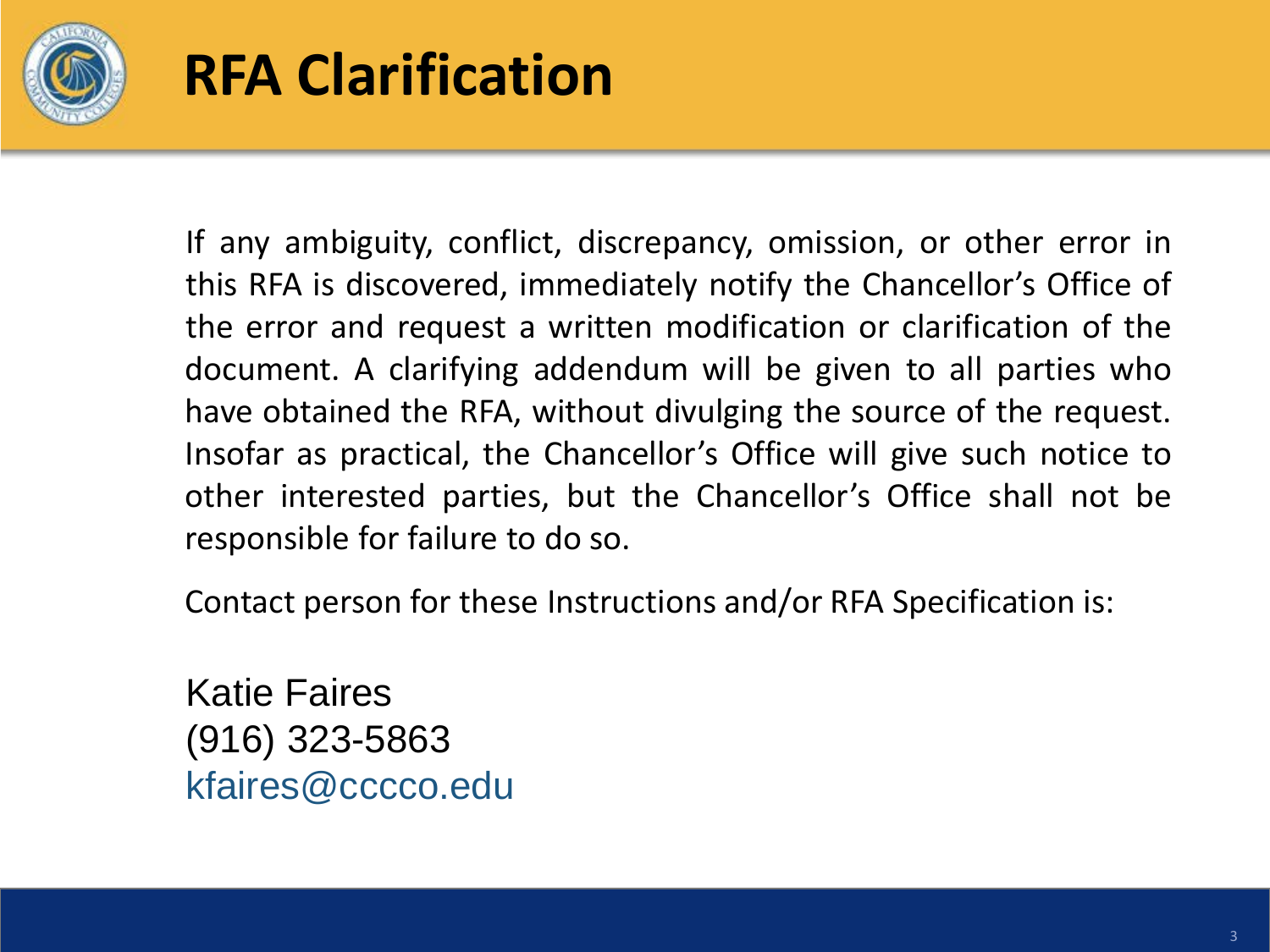# RFA Clarification

If any ambiguity, conflict, discrepancy, omission, or other error in this RFA is discovered, immediately notify the Chancellor's Office of the error and request a written modification or clarification of the document. A clarifying addendum will be given to all parties who have obtained the RFA, without divulging the source of the request. Insofar as practical, the Chancellor's Office will give such notice to other interested parties, but the Chancellor's Office shall not be responsible for failure to do so.

Contact person for these Instructions and/or RFA Specification is:

Katie Faires
(916) 323-5863
kfaires@cccco.edu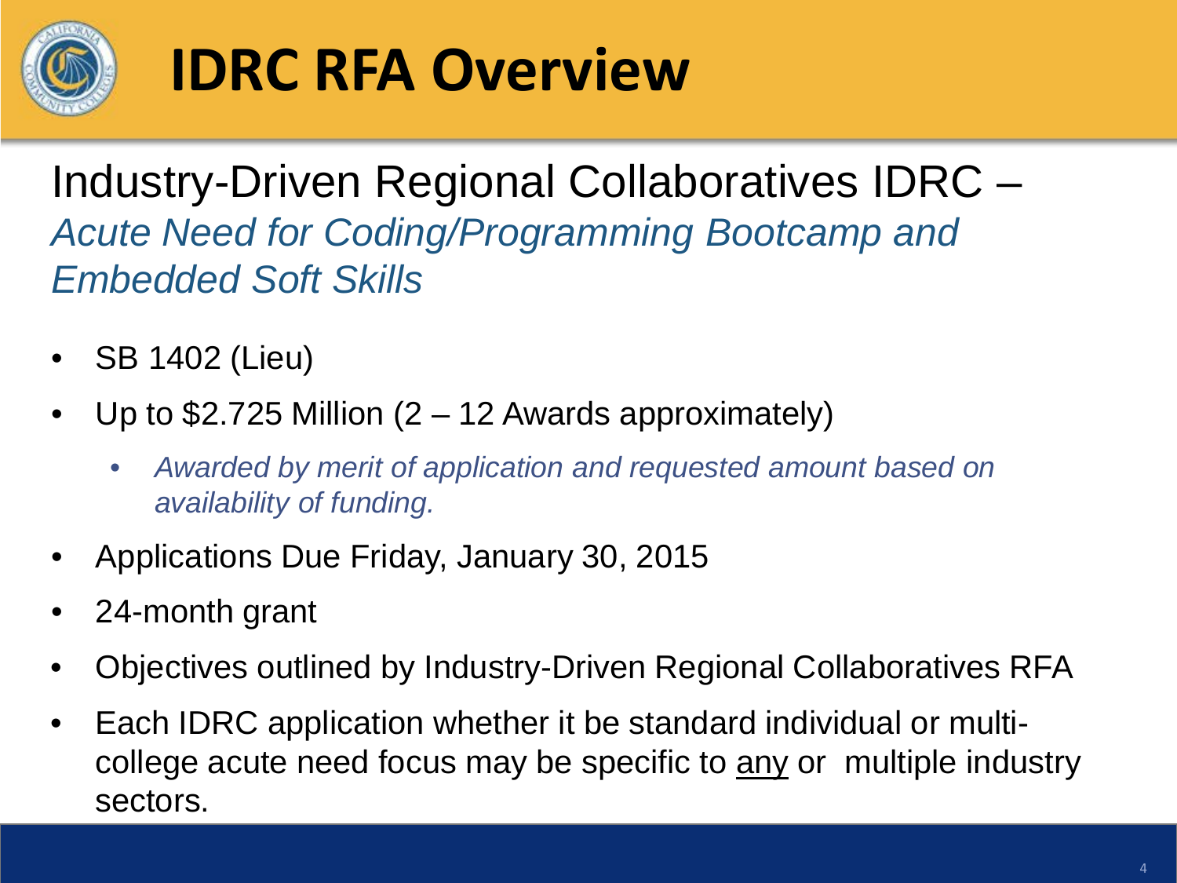# IDRC RFA Overview

Industry-Driven Regional Collaboratives IDRC – *Acute Need for Coding/Programming Bootcamp and Embedded Soft Skills*

- SB 1402 (Lieu)
- Up to $2.725 Million (2 – 12 Awards approximately)
  - *Awarded by merit of application and requested amount based on availability of funding.*
- Applications Due Friday, January 30, 2015
- 24-month grant
- Objectives outlined by Industry-Driven Regional Collaboratives RFA
- Each IDRC application whether it be standard individual or multi-college acute need focus may be specific to <u>any</u> or multiple industry sectors.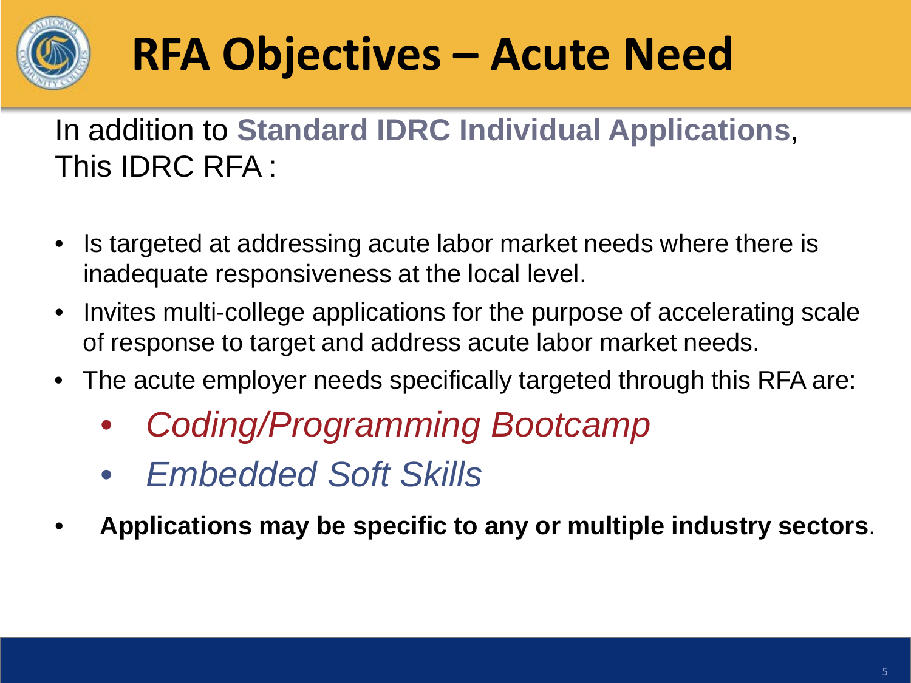# RFA Objectives – Acute Need

In addition to **Standard IDRC Individual Applications**, This IDRC RFA :

- Is targeted at addressing acute labor market needs where there is inadequate responsiveness at the local level.
- Invites multi-college applications for the purpose of accelerating scale of response to target and address acute labor market needs.
- The acute employer needs specifically targeted through this RFA are:
  - *Coding/Programming Bootcamp*
  - *Embedded Soft Skills*
- **Applications may be specific to any or multiple industry sectors**.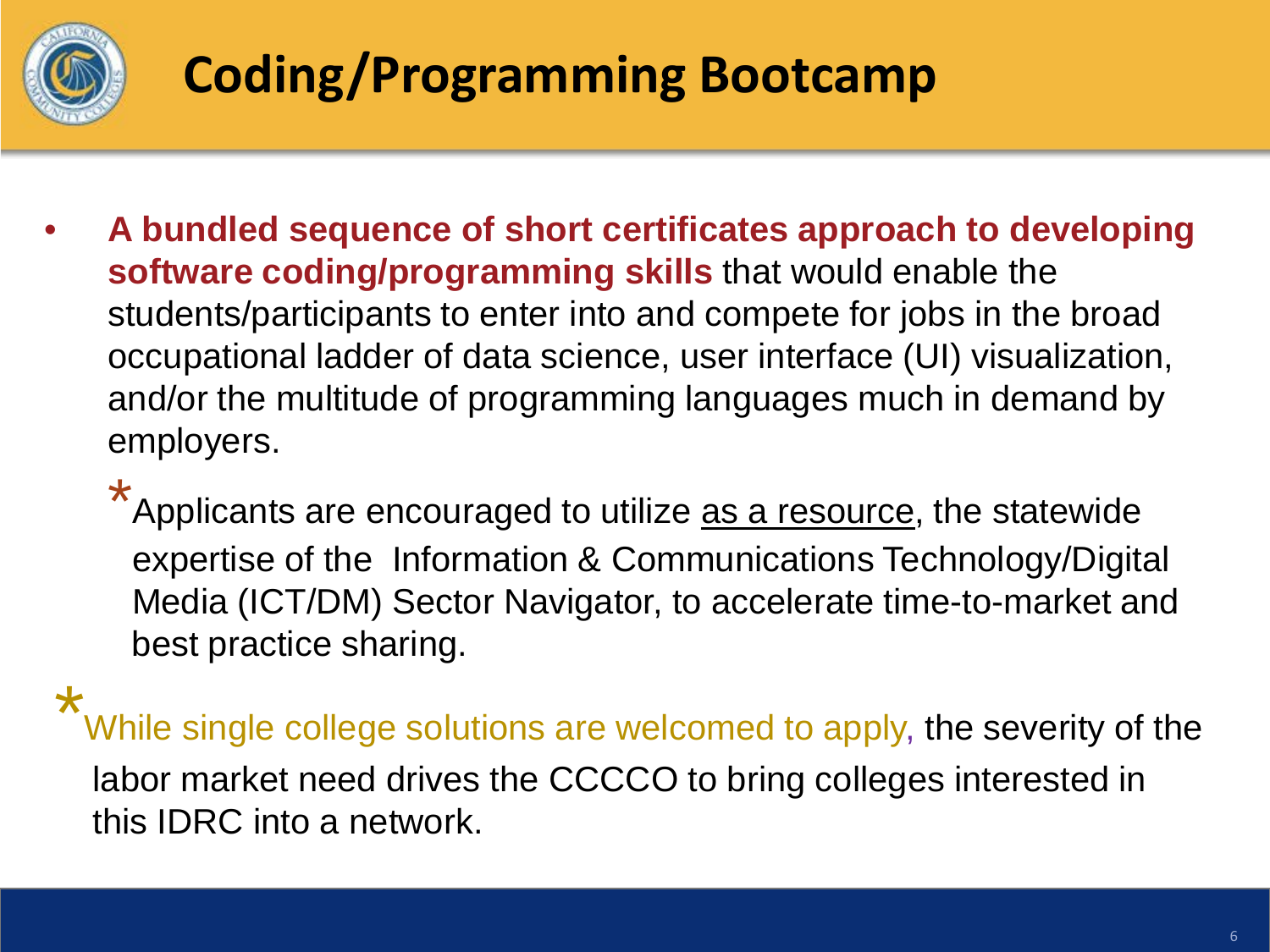# Coding/Programming Bootcamp

- **A bundled sequence of short certificates approach to developing software coding/programming skills** that would enable the students/participants to enter into and compete for jobs in the broad occupational ladder of data science, user interface (UI) visualization, and/or the multitude of programming languages much in demand by employers.

  *Applicants are encouraged to utilize as a resource, the statewide expertise of the Information & Communications Technology/Digital Media (ICT/DM) Sector Navigator, to accelerate time-to-market and best practice sharing.

*While single college solutions are welcomed to apply, the severity of the labor market need drives the CCCCO to bring colleges interested in this IDRC into a network.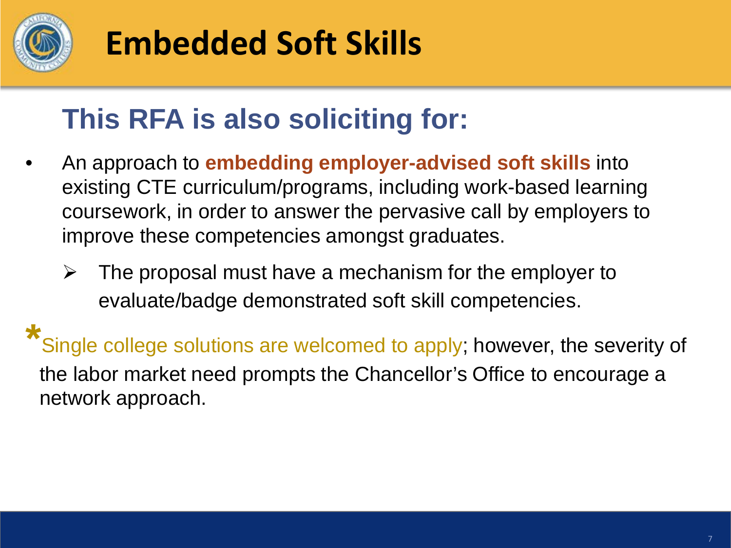# Embedded Soft Skills

## This RFA is also soliciting for:

- An approach to **embedding employer-advised soft skills** into existing CTE curriculum/programs, including work-based learning coursework, in order to answer the pervasive call by employers to improve these competencies amongst graduates.
  - The proposal must have a mechanism for the employer to evaluate/badge demonstrated soft skill competencies.

*Single college solutions are welcomed to apply; however, the severity of the labor market need prompts the Chancellor's Office to encourage a network approach.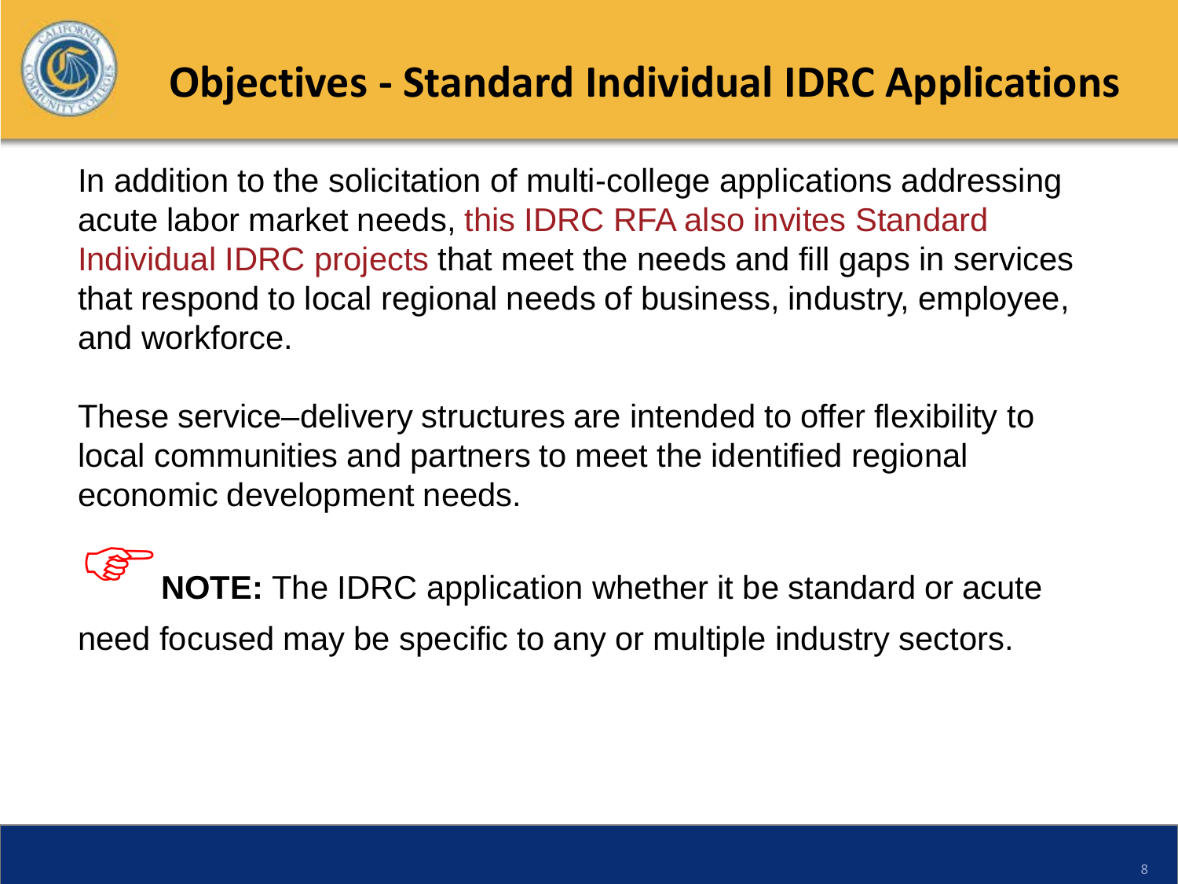# Objectives - Standard Individual IDRC Applications

In addition to the solicitation of multi-college applications addressing acute labor market needs, this IDRC RFA also invites Standard Individual IDRC projects that meet the needs and fill gaps in services that respond to local regional needs of business, industry, employee, and workforce.

These service–delivery structures are intended to offer flexibility to local communities and partners to meet the identified regional economic development needs.

☞ **NOTE:** The IDRC application whether it be standard or acute need focused may be specific to any or multiple industry sectors.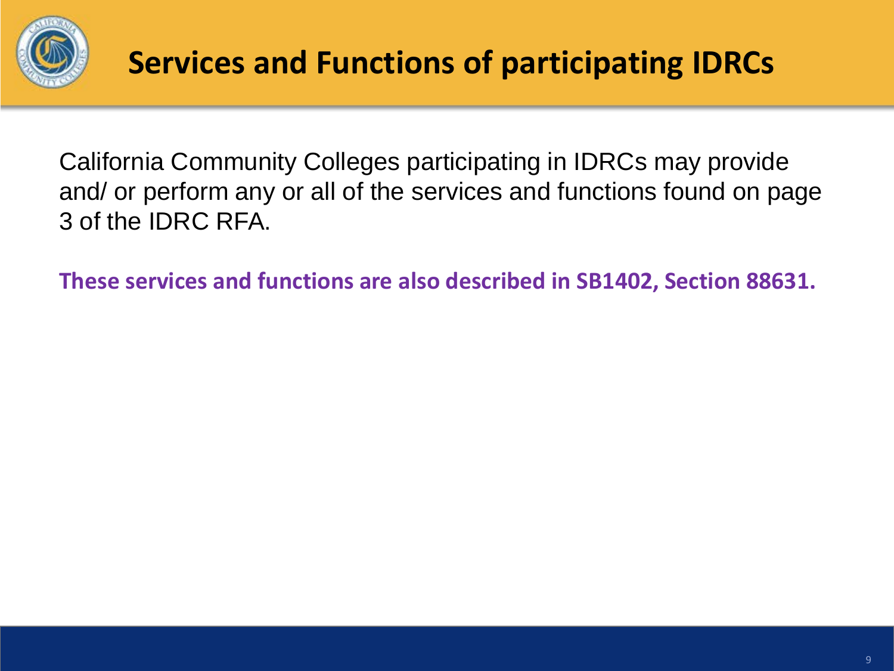# Services and Functions of participating IDRCs

California Community Colleges participating in IDRCs may provide and/ or perform any or all of the services and functions found on page 3 of the IDRC RFA.

**These services and functions are also described in SB1402, Section 88631.**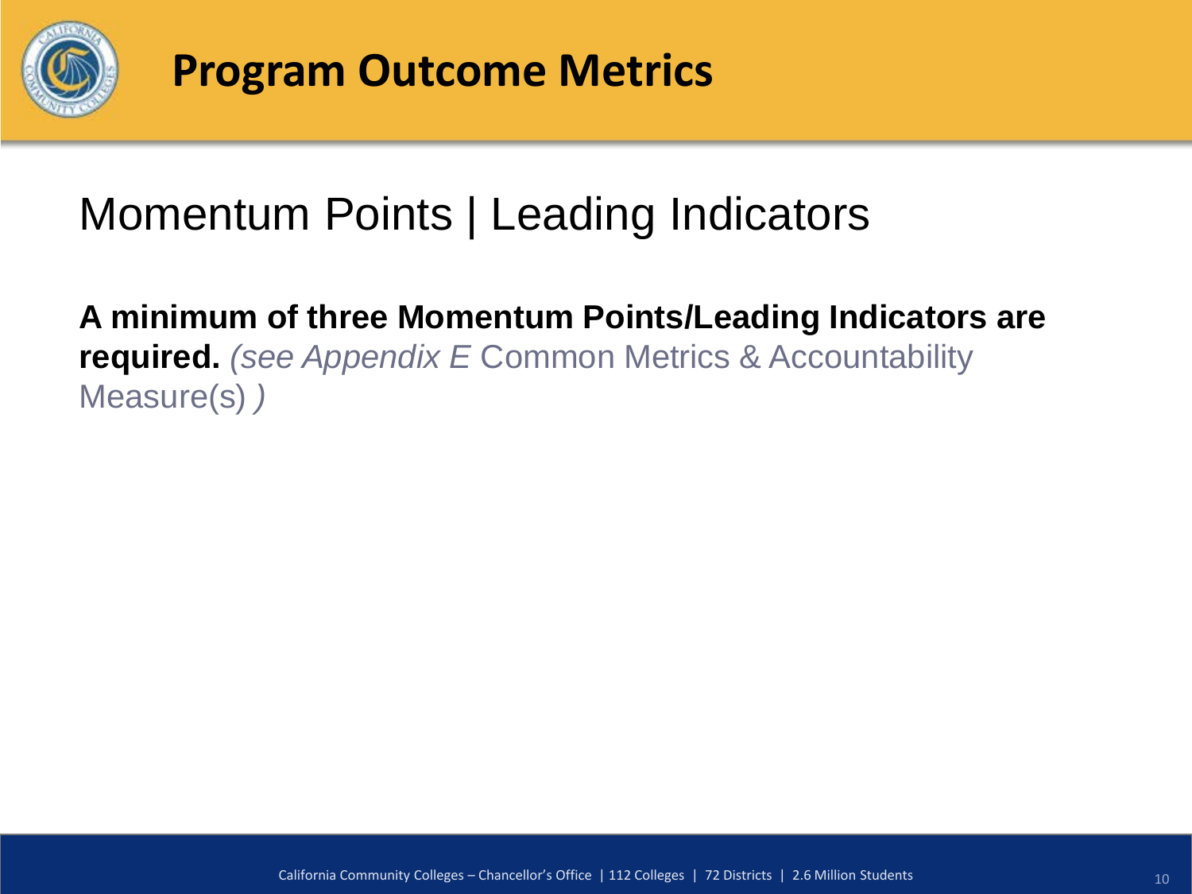# Program Outcome Metrics

## Momentum Points | Leading Indicators

**A minimum of three Momentum Points/Leading Indicators are required.** *(see Appendix E* Common Metrics & Accountability Measure(s) *)*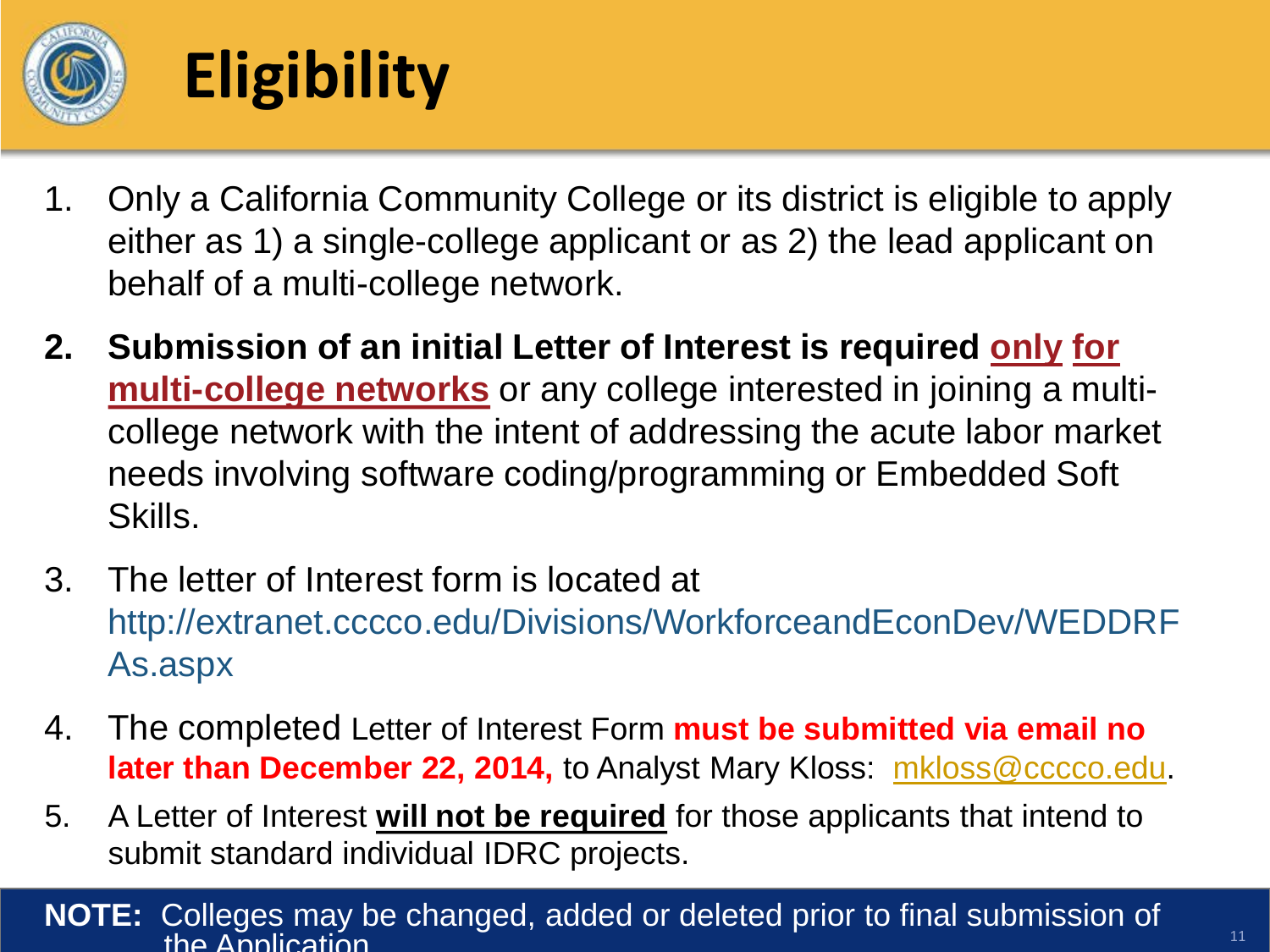# Eligibility

1. Only a California Community College or its district is eligible to apply either as 1) a single-college applicant or as 2) the lead applicant on behalf of a multi-college network.
2. **Submission of an initial Letter of Interest is required only for multi-college networks** or any college interested in joining a multi-college network with the intent of addressing the acute labor market needs involving software coding/programming or Embedded Soft Skills.
3. The letter of Interest form is located at http://extranet.cccco.edu/Divisions/WorkforceandEconDev/WEDDRFAs.aspx
4. The completed Letter of Interest Form **must be submitted via email no later than December 22, 2014,** to Analyst Mary Kloss: mkloss@cccco.edu.
5. A Letter of Interest **will not be required** for those applicants that intend to submit standard individual IDRC projects.

**NOTE:** Colleges may be changed, added or deleted prior to final submission of the Application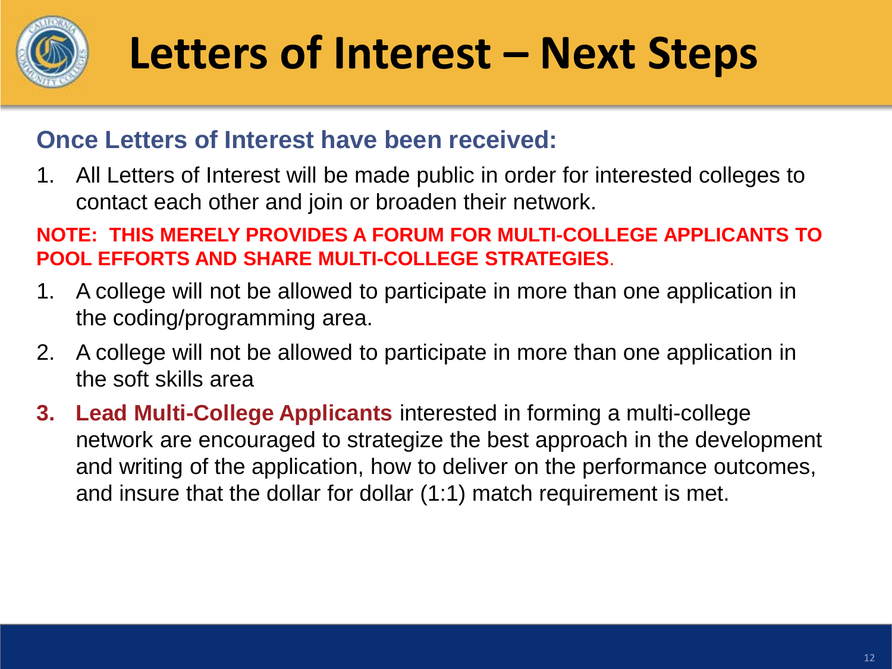# Letters of Interest – Next Steps

## Once Letters of Interest have been received:

1. All Letters of Interest will be made public in order for interested colleges to contact each other and join or broaden their network.

**NOTE: THIS MERELY PROVIDES A FORUM FOR MULTI-COLLEGE APPLICANTS TO POOL EFFORTS AND SHARE MULTI-COLLEGE STRATEGIES**.

1. A college will not be allowed to participate in more than one application in the coding/programming area.
2. A college will not be allowed to participate in more than one application in the soft skills area
3. **Lead Multi-College Applicants** interested in forming a multi-college network are encouraged to strategize the best approach in the development and writing of the application, how to deliver on the performance outcomes, and insure that the dollar for dollar (1:1) match requirement is met.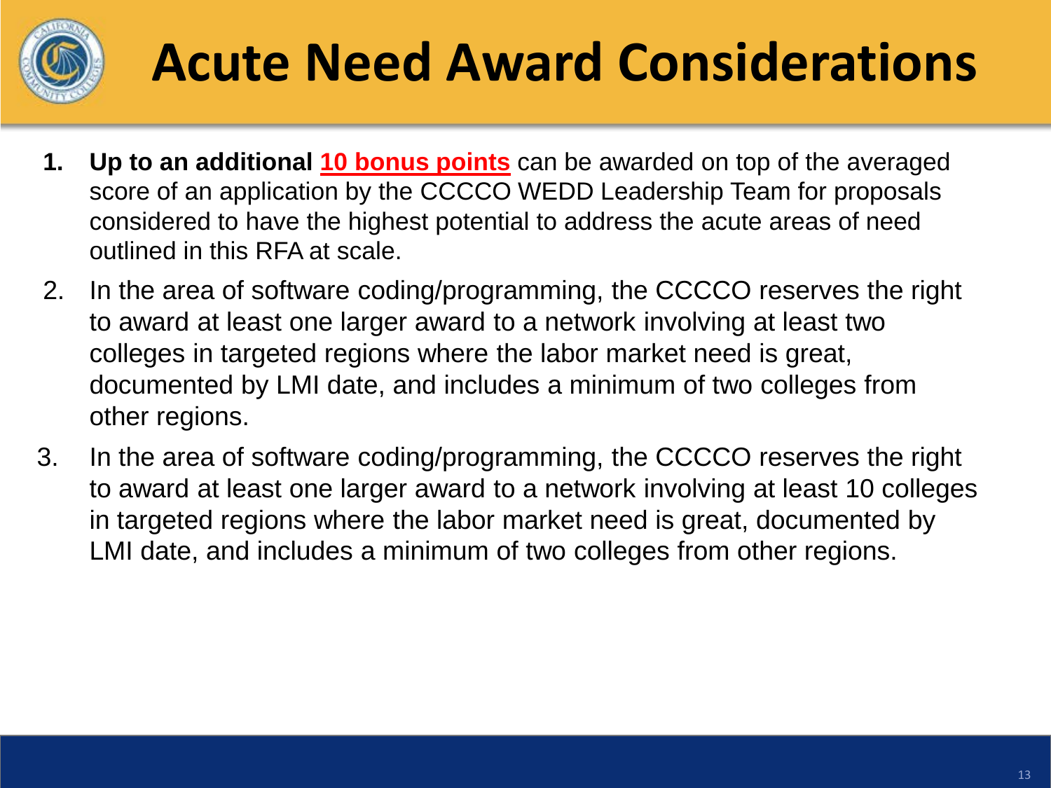# Acute Need Award Considerations

1. **Up to an additional 10 bonus points** can be awarded on top of the averaged score of an application by the CCCCO WEDD Leadership Team for proposals considered to have the highest potential to address the acute areas of need outlined in this RFA at scale.
2. In the area of software coding/programming, the CCCCO reserves the right to award at least one larger award to a network involving at least two colleges in targeted regions where the labor market need is great, documented by LMI date, and includes a minimum of two colleges from other regions.
3. In the area of software coding/programming, the CCCCO reserves the right to award at least one larger award to a network involving at least 10 colleges in targeted regions where the labor market need is great, documented by LMI date, and includes a minimum of two colleges from other regions.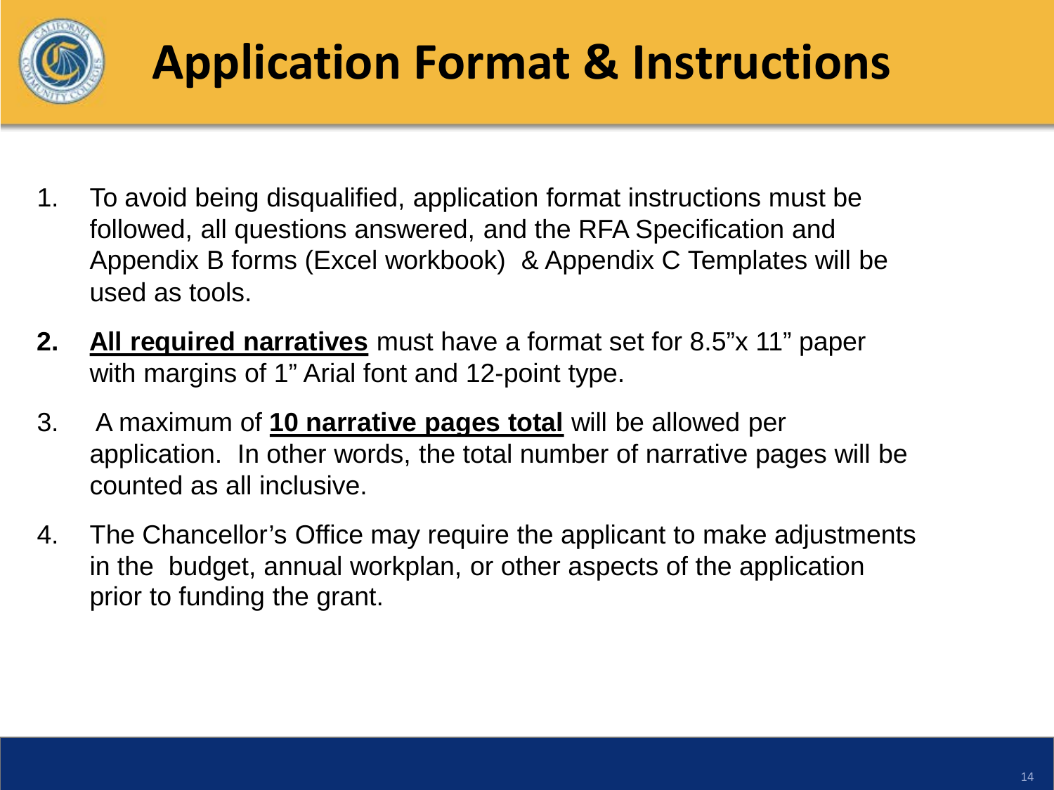# Application Format & Instructions

1. To avoid being disqualified, application format instructions must be followed, all questions answered, and the RFA Specification and Appendix B forms (Excel workbook) & Appendix C Templates will be used as tools.
2. **All required narratives** must have a format set for 8.5"x 11" paper with margins of 1" Arial font and 12-point type.
3. A maximum of **10 narrative pages total** will be allowed per application. In other words, the total number of narrative pages will be counted as all inclusive.
4. The Chancellor's Office may require the applicant to make adjustments in the budget, annual workplan, or other aspects of the application prior to funding the grant.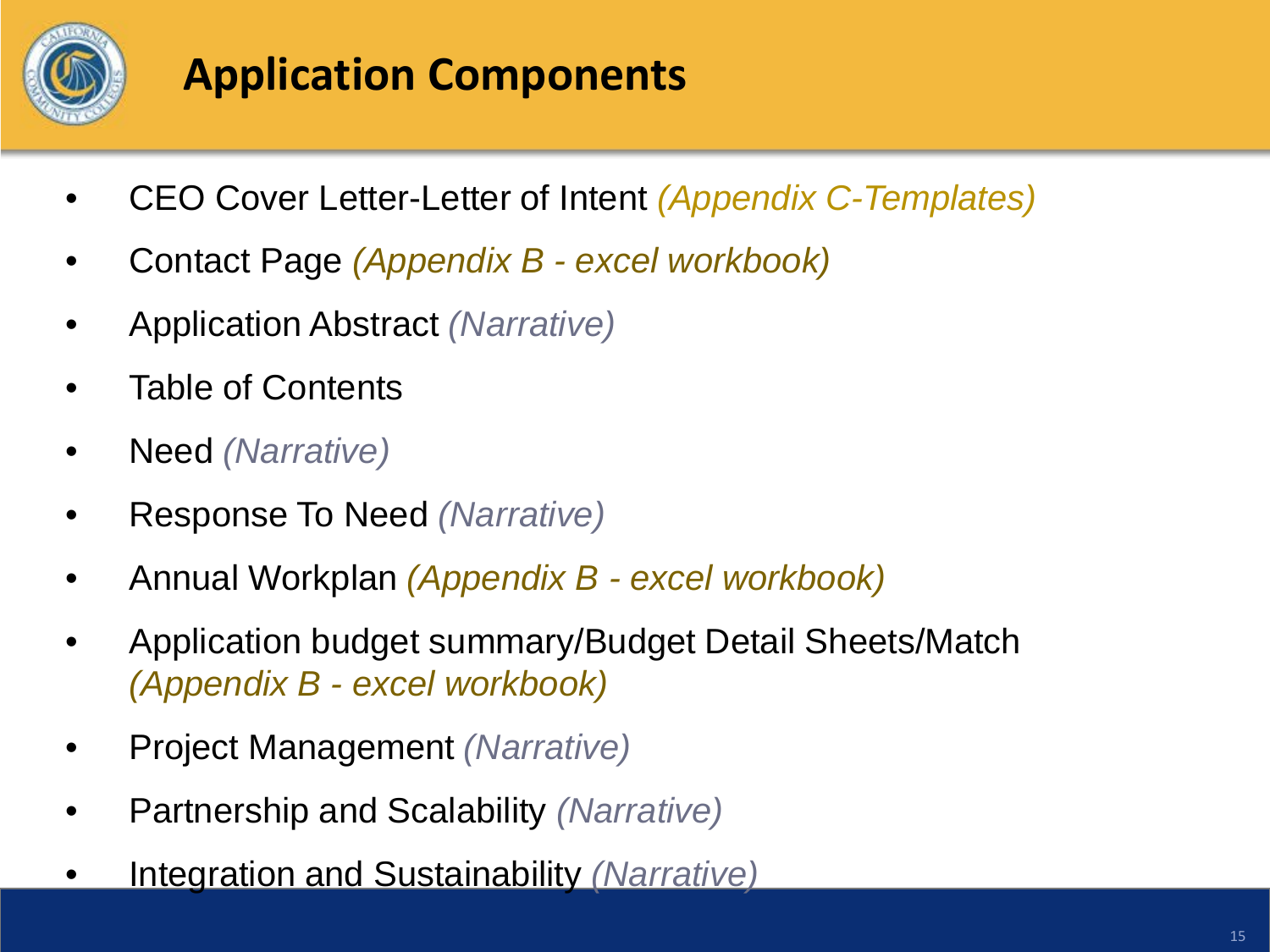# Application Components

- CEO Cover Letter-Letter of Intent *(Appendix C-Templates)*
- Contact Page *(Appendix B - excel workbook)*
- Application Abstract *(Narrative)*
- Table of Contents
- Need *(Narrative)*
- Response To Need *(Narrative)*
- Annual Workplan *(Appendix B - excel workbook)*
- Application budget summary/Budget Detail Sheets/Match *(Appendix B - excel workbook)*
- Project Management *(Narrative)*
- Partnership and Scalability *(Narrative)*
- Integration and Sustainability *(Narrative)*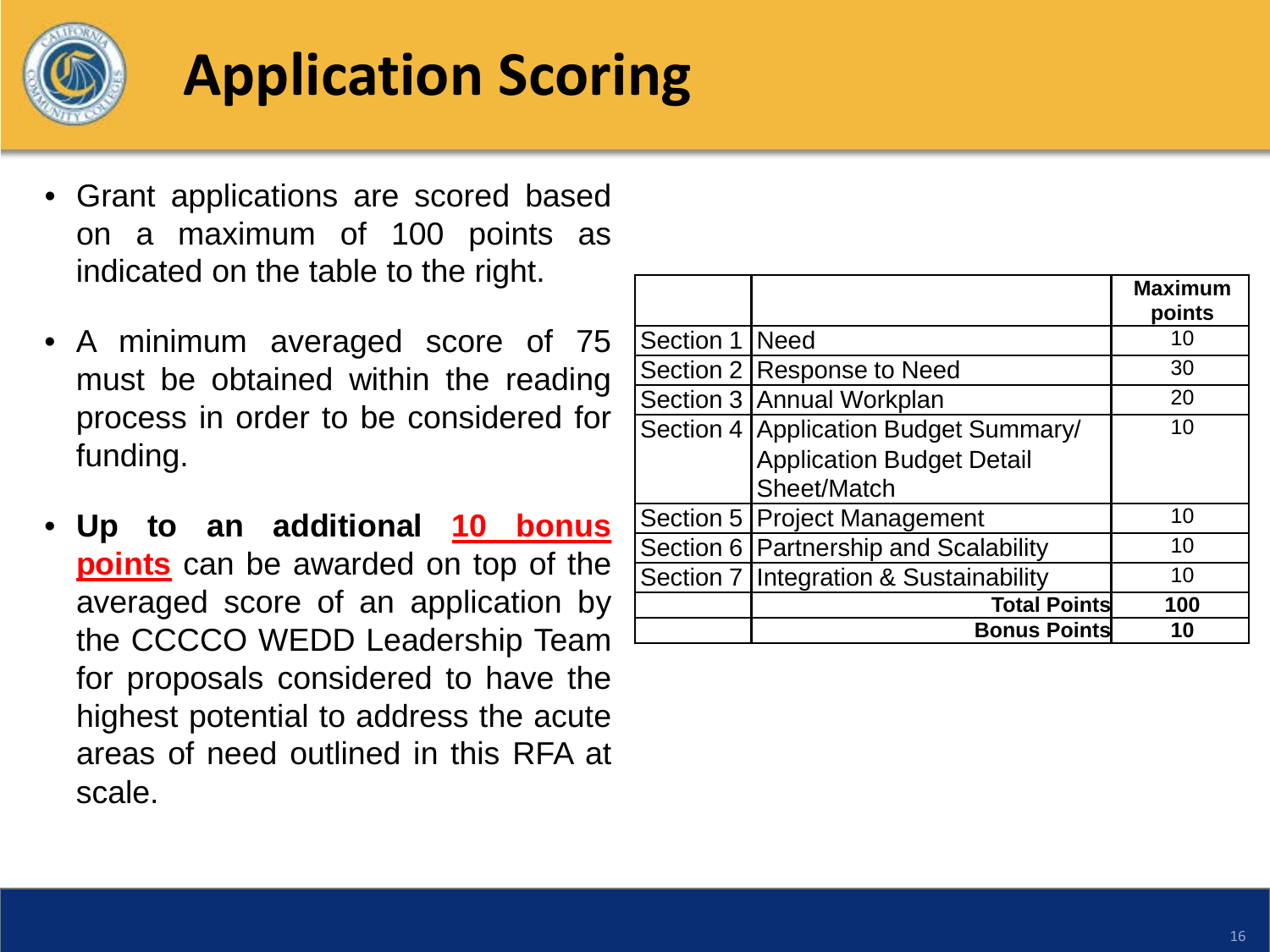# Application Scoring

- Grant applications are scored based on a maximum of 100 points as indicated on the table to the right.
- A minimum averaged score of 75 must be obtained within the reading process in order to be considered for funding.
- **Up to an additional 10 bonus points** can be awarded on top of the averaged score of an application by the CCCCO WEDD Leadership Team for proposals considered to have the highest potential to address the acute areas of need outlined in this RFA at scale.

| | | Maximum points |
|---|---|---|
| Section 1 | Need | 10 |
| Section 2 | Response to Need | 30 |
| Section 3 | Annual Workplan | 20 |
| Section 4 | Application Budget Summary/ Application Budget Detail Sheet/Match | 10 |
| Section 5 | Project Management | 10 |
| Section 6 | Partnership and Scalability | 10 |
| Section 7 | Integration & Sustainability | 10 |
| | **Total Points** | **100** |
| | **Bonus Points** | **10** |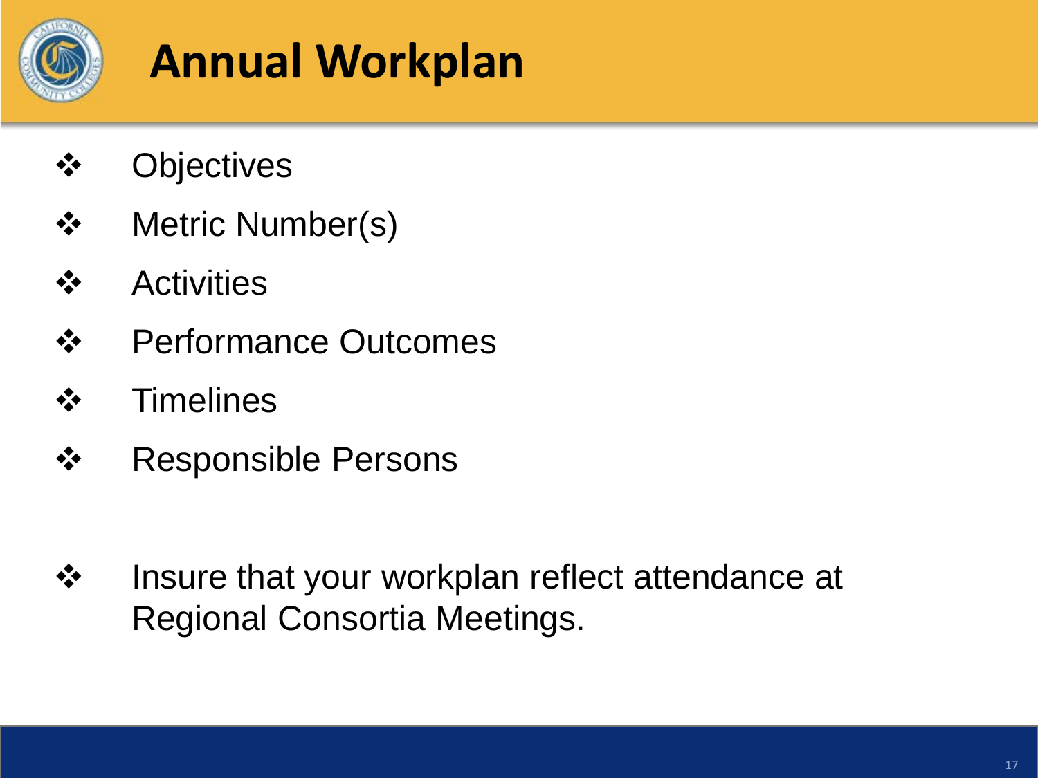# Annual Workplan

- Objectives
- Metric Number(s)
- Activities
- Performance Outcomes
- Timelines
- Responsible Persons

- Insure that your workplan reflect attendance at Regional Consortia Meetings.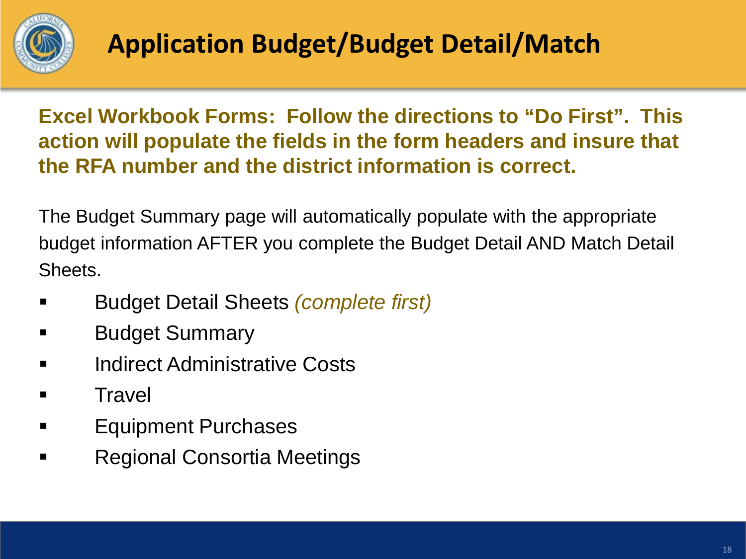# Application Budget/Budget Detail/Match

**Excel Workbook Forms: Follow the directions to "Do First". This action will populate the fields in the form headers and insure that the RFA number and the district information is correct.**

The Budget Summary page will automatically populate with the appropriate budget information AFTER you complete the Budget Detail AND Match Detail Sheets.

- Budget Detail Sheets *(complete first)*
- Budget Summary
- Indirect Administrative Costs
- Travel
- Equipment Purchases
- Regional Consortia Meetings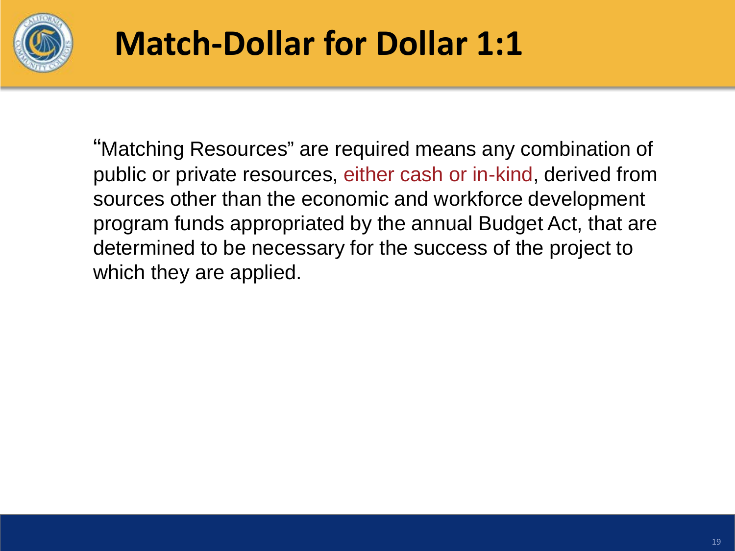# Match-Dollar for Dollar 1:1

"Matching Resources" are required means any combination of public or private resources, either cash or in-kind, derived from sources other than the economic and workforce development program funds appropriated by the annual Budget Act, that are determined to be necessary for the success of the project to which they are applied.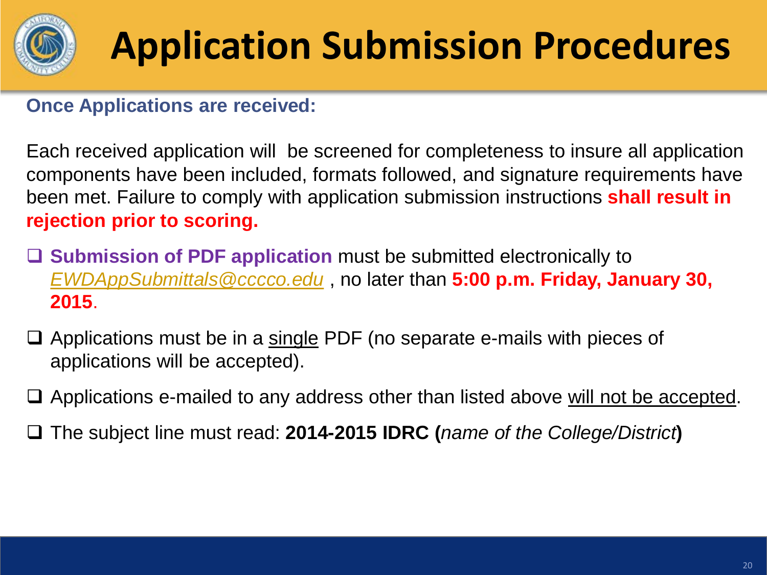# Application Submission Procedures

**Once Applications are received:**

Each received application will  be screened for completeness to insure all application components have been included, formats followed, and signature requirements have been met. Failure to comply with application submission instructions **shall result in rejection prior to scoring.**

- **Submission of PDF application** must be submitted electronically to *EWDAppSubmittals@cccco.edu* , no later than **5:00 p.m. Friday, January 30, 2015**.
- Applications must be in a single PDF (no separate e-mails with pieces of applications will be accepted).
- Applications e-mailed to any address other than listed above will not be accepted.
- The subject line must read: **2014-2015 IDRC (***name of the College/District***)**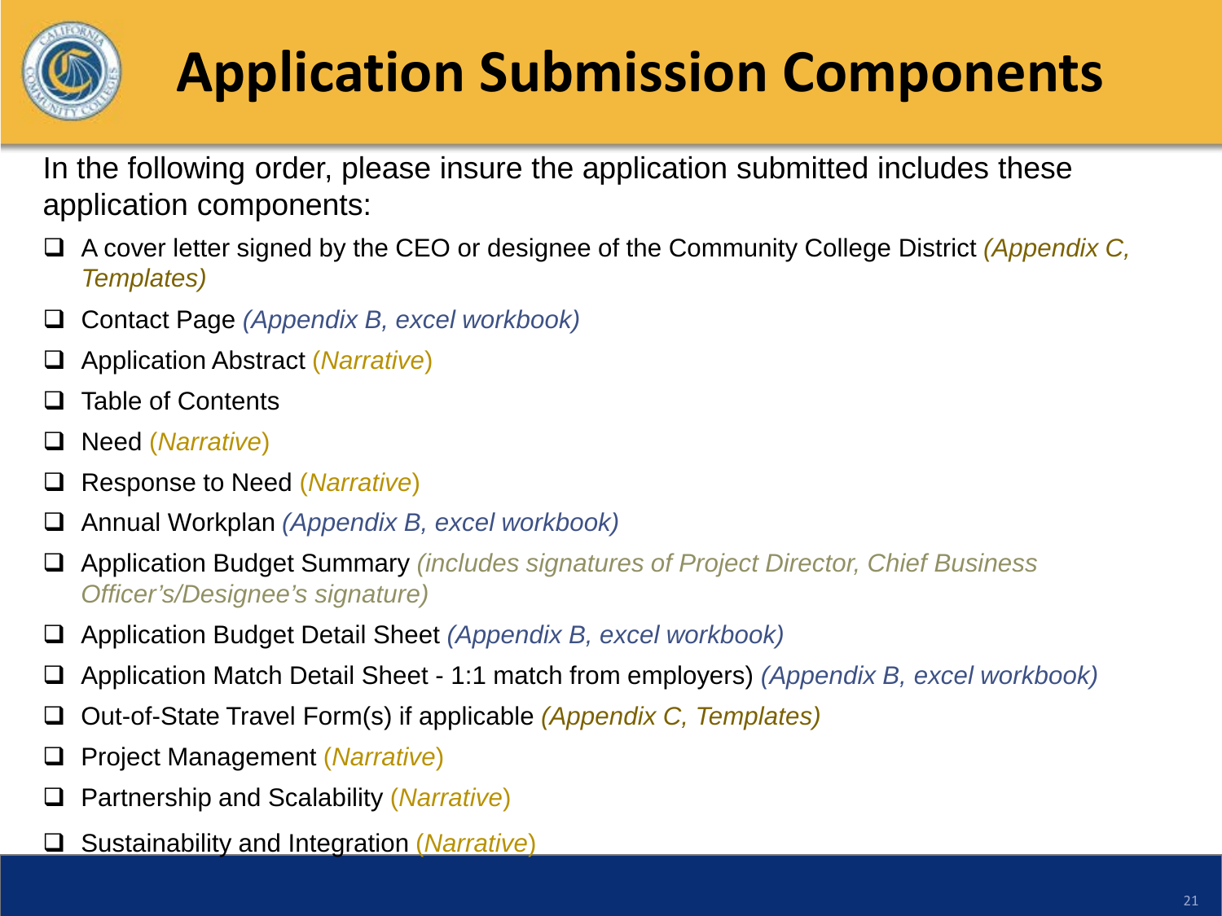# Application Submission Components

In the following order, please insure the application submitted includes these application components:

- ❑ A cover letter signed by the CEO or designee of the Community College District *(Appendix C, Templates)*
- ❑ Contact Page *(Appendix B, excel workbook)*
- ❑ Application Abstract (*Narrative*)
- ❑ Table of Contents
- ❑ Need (*Narrative*)
- ❑ Response to Need (*Narrative*)
- ❑ Annual Workplan *(Appendix B, excel workbook)*
- ❑ Application Budget Summary *(includes signatures of Project Director, Chief Business Officer's/Designee's signature)*
- ❑ Application Budget Detail Sheet *(Appendix B, excel workbook)*
- ❑ Application Match Detail Sheet - 1:1 match from employers) *(Appendix B, excel workbook)*
- ❑ Out-of-State Travel Form(s) if applicable *(Appendix C, Templates)*
- ❑ Project Management (*Narrative*)
- ❑ Partnership and Scalability (*Narrative*)
- ❑ Sustainability and Integration (*Narrative*)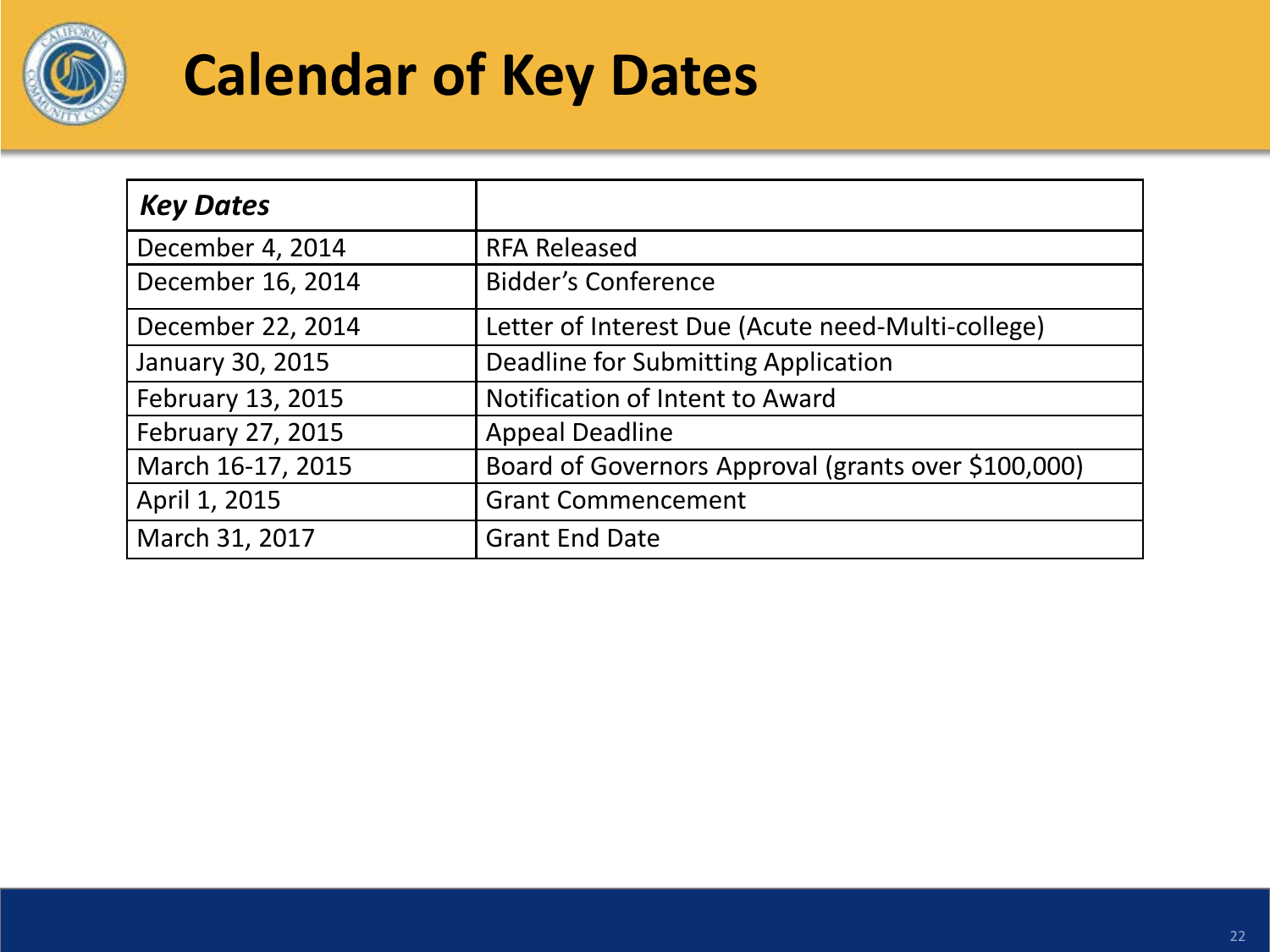# Calendar of Key Dates

| ***Key Dates*** | |
|---|---|
| December 4, 2014 | RFA Released |
| December 16, 2014 | Bidder's Conference |
| December 22, 2014 | Letter of Interest Due (Acute need-Multi-college) |
| January 30, 2015 | Deadline for Submitting Application |
| February 13, 2015 | Notification of Intent to Award |
| February 27, 2015 | Appeal Deadline |
| March 16-17, 2015 | Board of Governors Approval (grants over $100,000) |
| April 1, 2015 | Grant Commencement |
| March 31, 2017 | Grant End Date |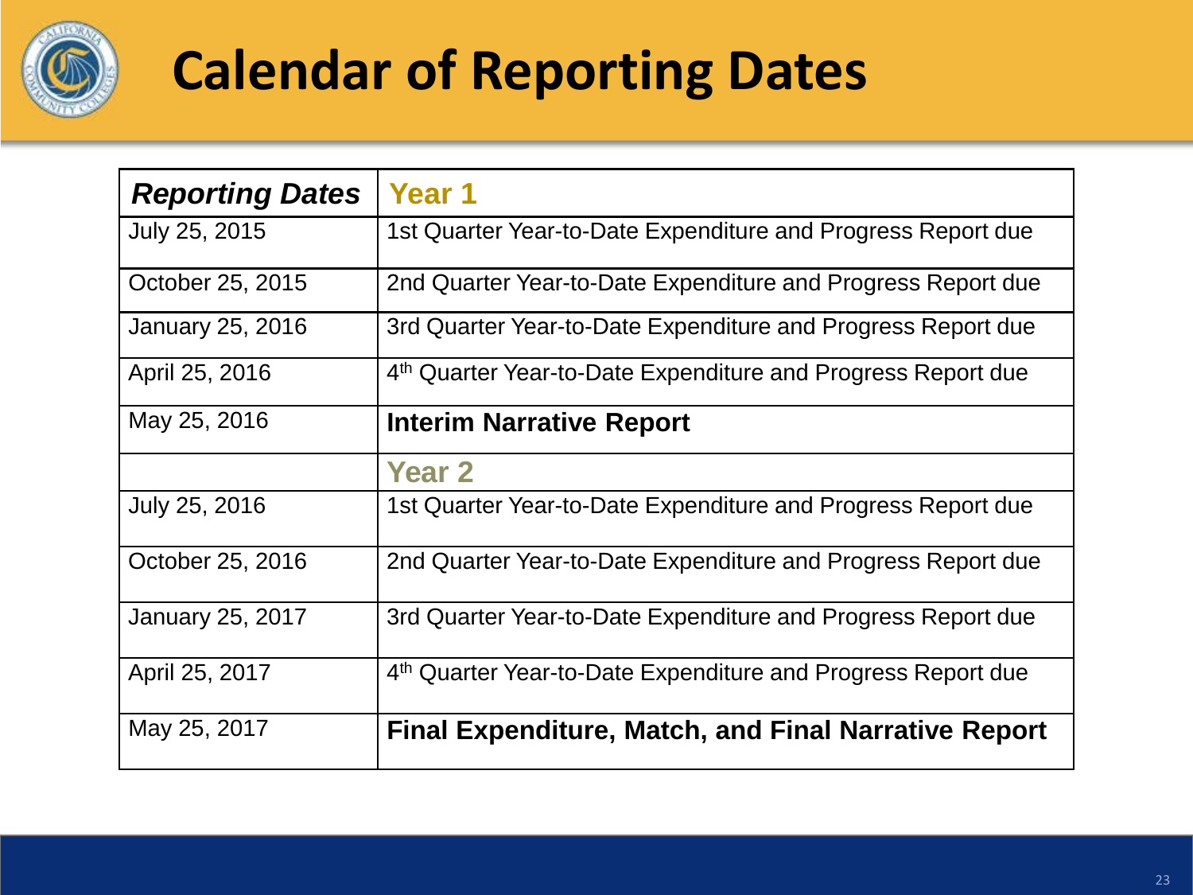# Calendar of Reporting Dates

| *Reporting Dates* | Year 1 |
|---|---|
| July 25, 2015 | 1st Quarter Year-to-Date Expenditure and Progress Report due |
| October 25, 2015 | 2nd Quarter Year-to-Date Expenditure and Progress Report due |
| January 25, 2016 | 3rd Quarter Year-to-Date Expenditure and Progress Report due |
| April 25, 2016 | 4th Quarter Year-to-Date Expenditure and Progress Report due |
| May 25, 2016 | **Interim Narrative Report** |
| | Year 2 |
| July 25, 2016 | 1st Quarter Year-to-Date Expenditure and Progress Report due |
| October 25, 2016 | 2nd Quarter Year-to-Date Expenditure and Progress Report due |
| January 25, 2017 | 3rd Quarter Year-to-Date Expenditure and Progress Report due |
| April 25, 2017 | 4th Quarter Year-to-Date Expenditure and Progress Report due |
| May 25, 2017 | **Final Expenditure, Match, and Final Narrative Report** |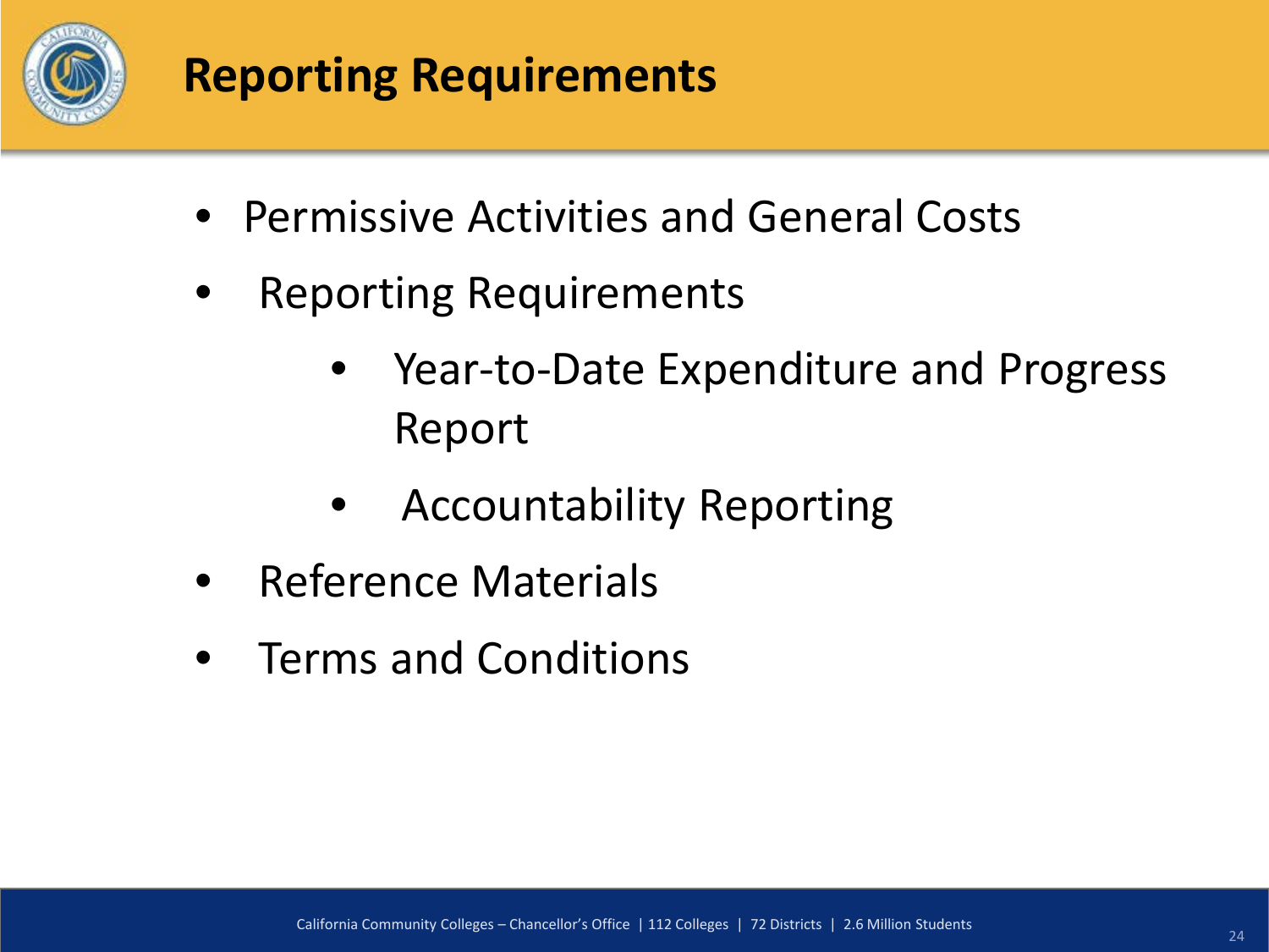# Reporting Requirements

- Permissive Activities and General Costs
- Reporting Requirements
  - Year-to-Date Expenditure and Progress Report
  - Accountability Reporting
- Reference Materials
- Terms and Conditions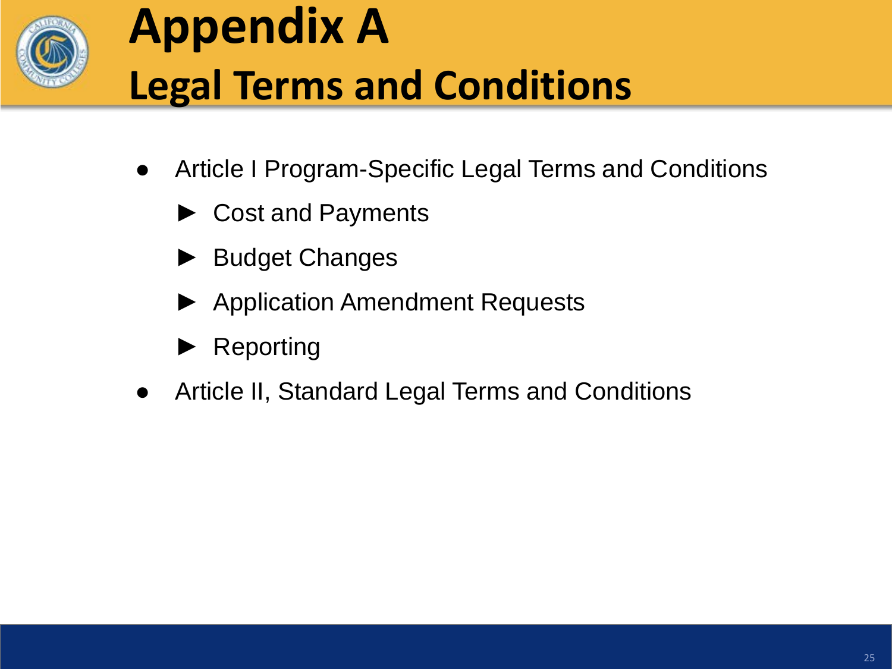# Appendix A
## Legal Terms and Conditions

- Article I Program-Specific Legal Terms and Conditions
  - Cost and Payments
  - Budget Changes
  - Application Amendment Requests
  - Reporting
- Article II, Standard Legal Terms and Conditions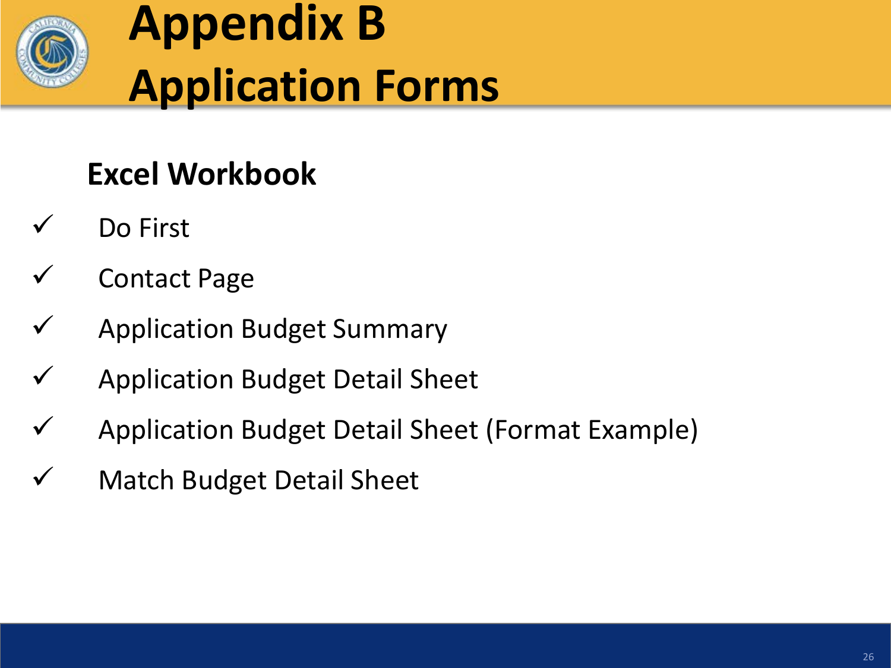# Appendix B
# Application Forms

## Excel Workbook

- ✓ Do First
- ✓ Contact Page
- ✓ Application Budget Summary
- ✓ Application Budget Detail Sheet
- ✓ Application Budget Detail Sheet (Format Example)
- ✓ Match Budget Detail Sheet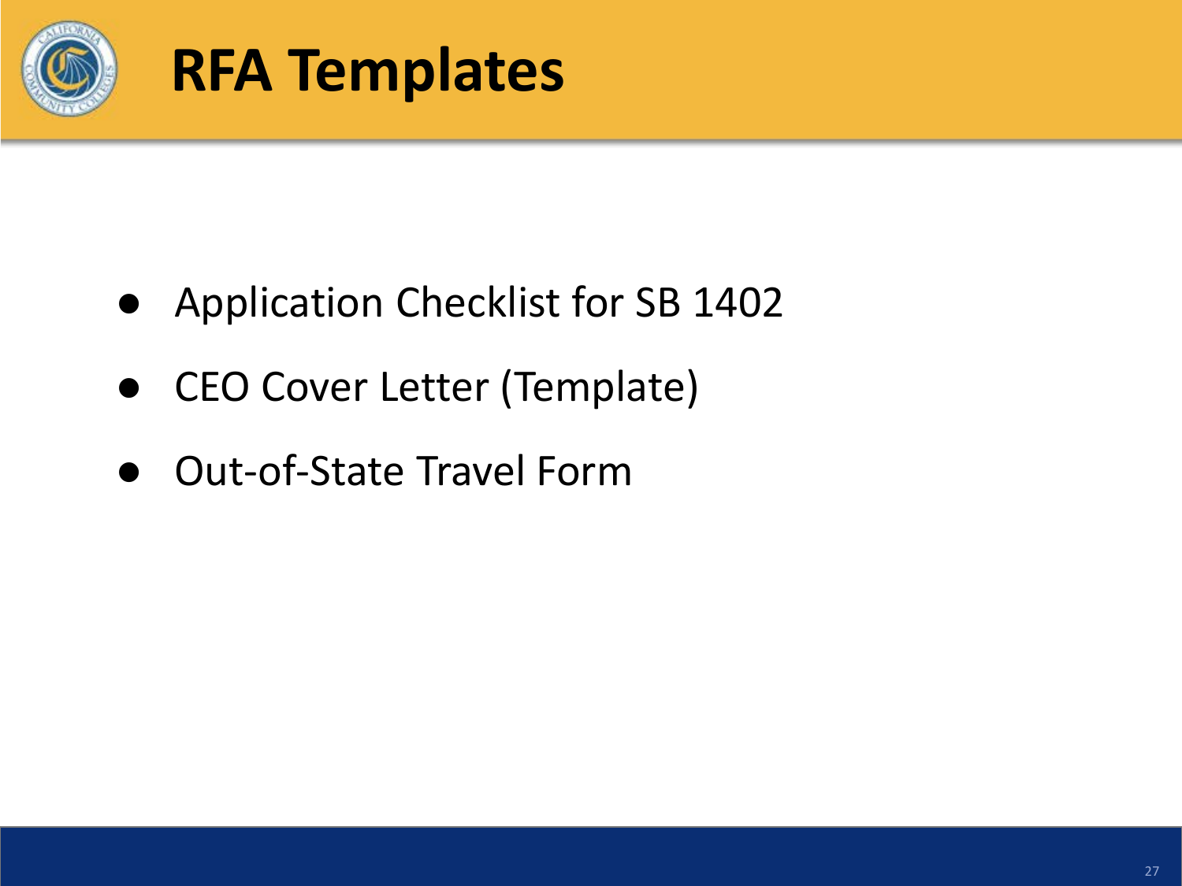# RFA Templates

- Application Checklist for SB 1402
- CEO Cover Letter (Template)
- Out-of-State Travel Form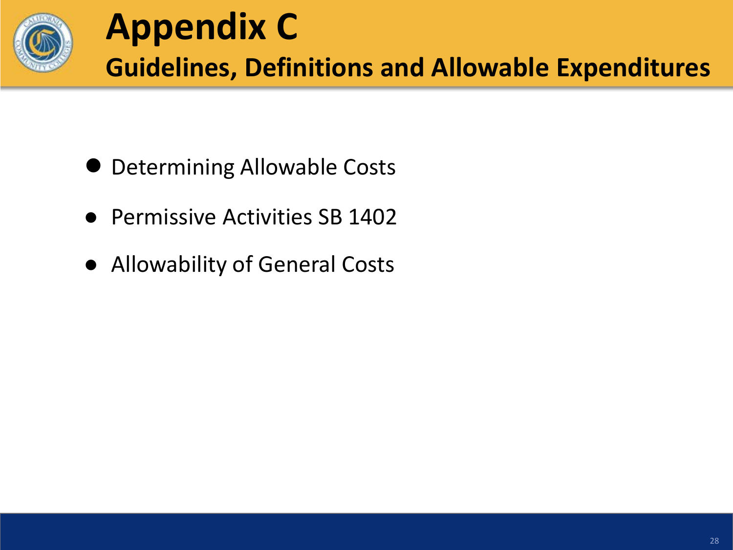# Appendix C

## Guidelines, Definitions and Allowable Expenditures

- Determining Allowable Costs
- Permissive Activities SB 1402
- Allowability of General Costs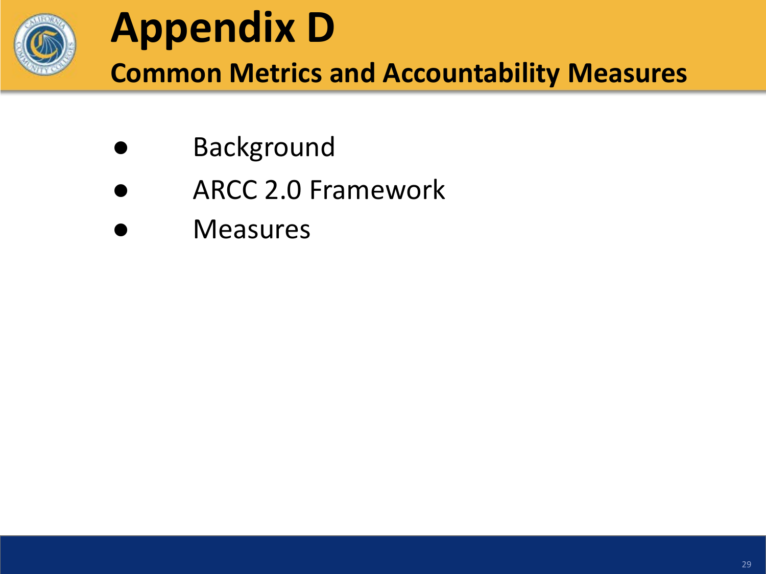# Appendix D

## Common Metrics and Accountability Measures

- Background
- ARCC 2.0 Framework
- Measures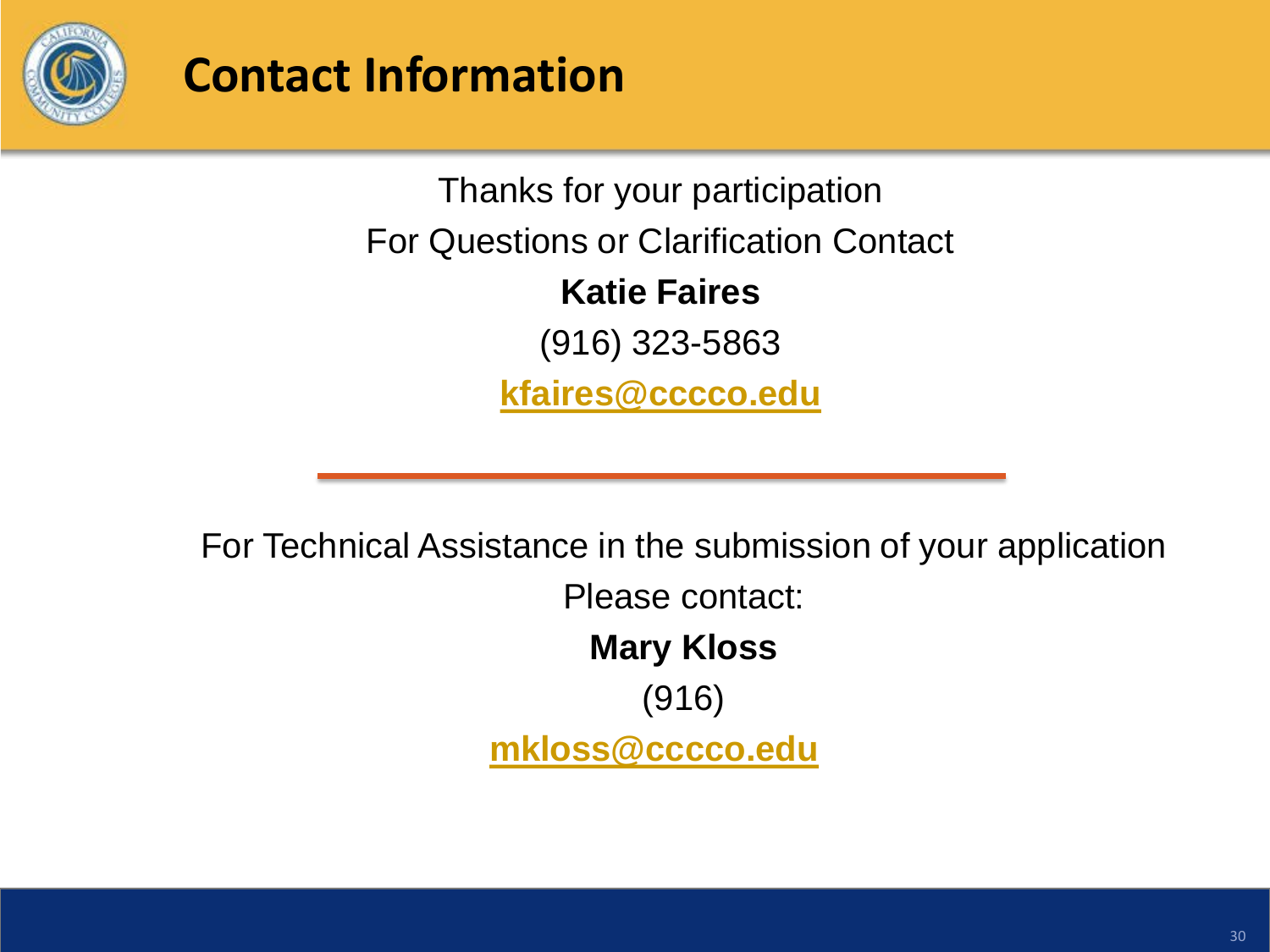# Contact Information

Thanks for your participation

For Questions or Clarification Contact

**Katie Faires**

(916) 323-5863

**kfaires@cccco.edu**

---

For Technical Assistance in the submission of your application

Please contact:

**Mary Kloss**

(916)

**mkloss@cccco.edu**